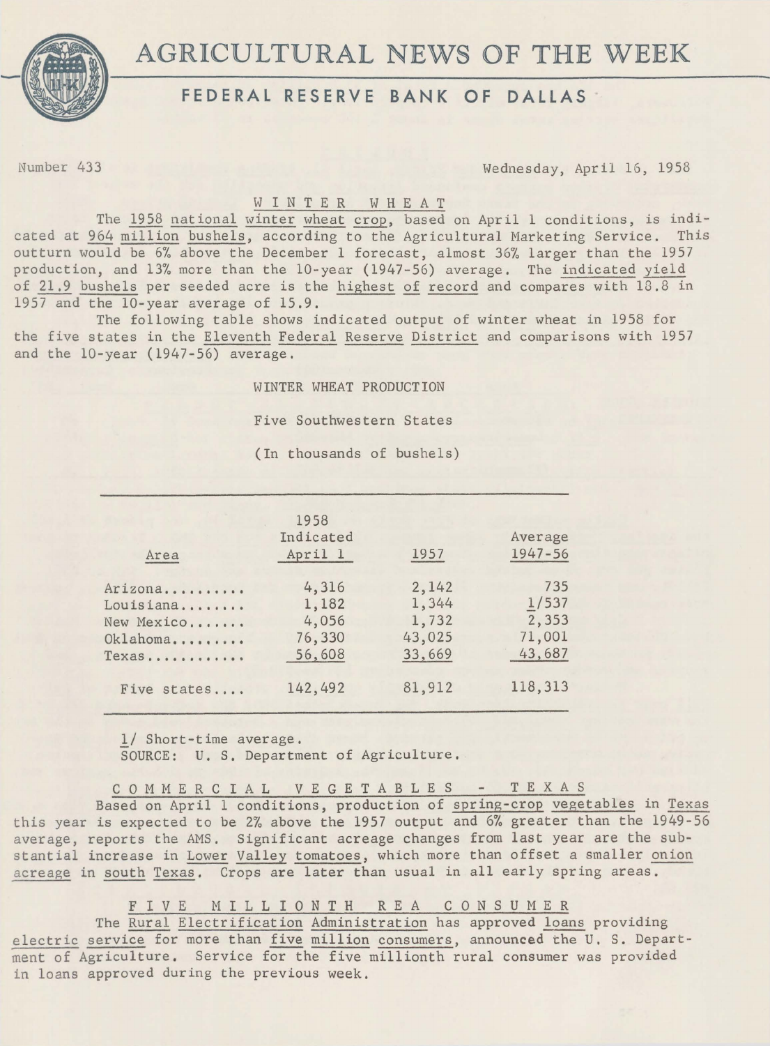# AGRICULTURAL NEWS OF THE WEEK

## FEDERAL RESERVE BANK OF DALLAS

Number 433 Wednesday, April 16, 1958

### WINTER WHEAT

The 1958 national winter wheat crop, based on April 1 conditions, is indicated at 964 million bushels, according to the Agricultural Marketing Service. This outturn would be 6% above the December 1 forecast, almost 36% larger than the 1957 production, and 13% more than the 10-year (1947-56) average. The indicated yield of 21.9 bushels per seeded acre is the highest of record and compares with 18.8 in 1957 and the 10-year average of 15.9.

The following table shows indicated output of winter wheat in 1958 for the five states in the Eleventh Federal Reserve District and comparisons with 1957 and the 10-year (1947-56) average.

WINTER WHEAT PRODUCTION

Five Southwestern States

(In thousands of bushels)

| Area | 1958 Indicated April 1 | 1957 | Average 1947-56 |
|---|---|---|---|
| Arizona | 4,316 | 2,142 | 735 |
| Louisiana | 1,182 | 1,344 | 1/537 |
| New Mexico | 4,056 | 1,732 | 2,353 |
| Oklahoma | 76,330 | 43,025 | 71,001 |
| Texas | 56,608 | 33,669 | 43,687 |
| Five states | 142,492 | 81,912 | 118,313 |

1/ Short-time average.
SOURCE: U. S. Department of Agriculture.

### COMMERCIAL VEGETABLES - TEXAS

Based on April 1 conditions, production of spring-crop vegetables in Texas this year is expected to be 2% above the 1957 output and 6% greater than the 1949-56 average, reports the AMS. Significant acreage changes from last year are the substantial increase in Lower Valley tomatoes, which more than offset a smaller onion acreage in south Texas. Crops are later than usual in all early spring areas.

### FIVE MILLIONTH REA CONSUMER

The Rural Electrification Administration has approved loans providing electric service for more than five million consumers, announced the U. S. Department of Agriculture. Service for the five millionth rural consumer was provided in loans approved during the previous week.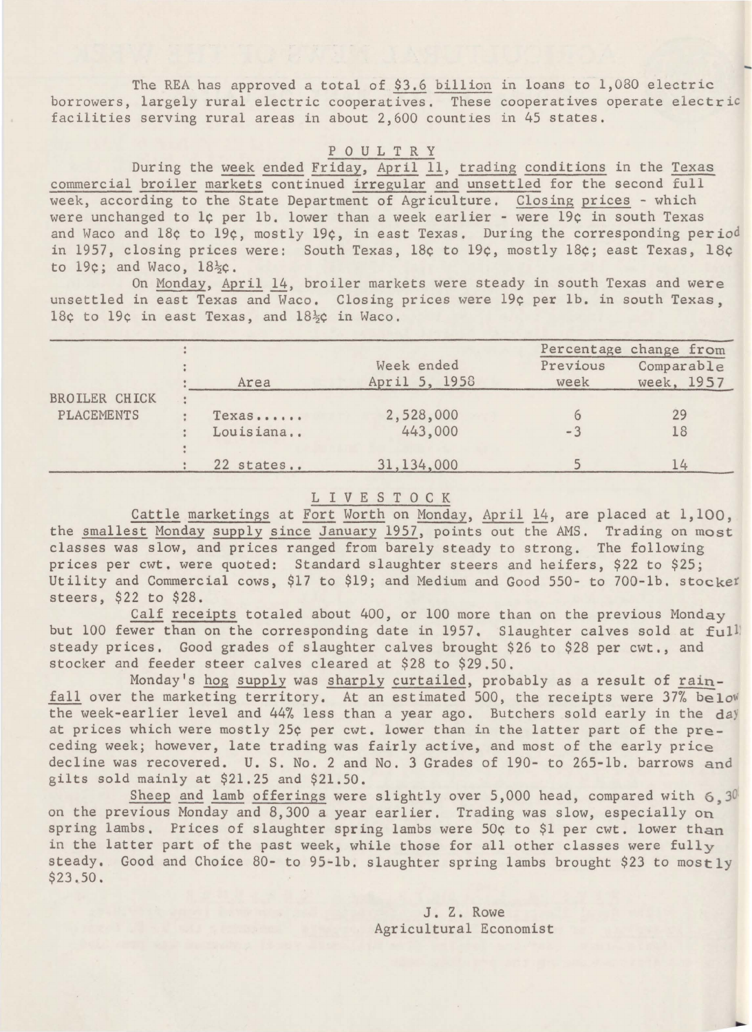The REA has approved a total of $3.6 billion in loans to 1,080 electric borrowers, largely rural electric cooperatives. These cooperatives operate electric facilities serving rural areas in about 2,600 counties in 45 states.

## POULTRY

During the week ended Friday, April 11, trading conditions in the Texas commercial broiler markets continued irregular and unsettled for the second full week, according to the State Department of Agriculture. Closing prices - which were unchanged to 1¢ per lb. lower than a week earlier - were 19¢ in south Texas and Waco and 18¢ to 19¢, mostly 19¢, in east Texas. During the corresponding period in 1957, closing prices were: South Texas, 18¢ to 19¢, mostly 18¢; east Texas, 18¢ to 19¢; and Waco, 18½¢.

On Monday, April 14, broiler markets were steady in south Texas and were unsettled in east Texas and Waco. Closing prices were 19¢ per lb. in south Texas, 18¢ to 19¢ in east Texas, and 18½¢ in Waco.

| | Area | Week ended April 5, 1958 | Percentage change from Previous week | Percentage change from Comparable week, 1957 |
|---|---|---|---|---|
| BROILER CHICK PLACEMENTS | Texas...... | 2,528,000 | 6 | 29 |
| | Louisiana.. | 443,000 | -3 | 18 |
| | 22 states.. | 31,134,000 | 5 | 14 |

## LIVESTOCK

Cattle marketings at Fort Worth on Monday, April 14, are placed at 1,100, the smallest Monday supply since January 1957, points out the AMS. Trading on most classes was slow, and prices ranged from barely steady to strong. The following prices per cwt. were quoted: Standard slaughter steers and heifers, $22 to $25; Utility and Commercial cows, $17 to $19; and Medium and Good 550- to 700-lb. stocker steers, $22 to $28.

Calf receipts totaled about 400, or 100 more than on the previous Monday but 100 fewer than on the corresponding date in 1957. Slaughter calves sold at fully steady prices. Good grades of slaughter calves brought $26 to $28 per cwt., and stocker and feeder steer calves cleared at $28 to $29.50.

Monday's hog supply was sharply curtailed, probably as a result of rainfall over the marketing territory. At an estimated 500, the receipts were 37% below the week-earlier level and 44% less than a year ago. Butchers sold early in the day at prices which were mostly 25¢ per cwt. lower than in the latter part of the preceding week; however, late trading was fairly active, and most of the early price decline was recovered. U. S. No. 2 and No. 3 Grades of 190- to 265-lb. barrows and gilts sold mainly at $21.25 and $21.50.

Sheep and lamb offerings were slightly over 5,000 head, compared with 6,300 on the previous Monday and 8,300 a year earlier. Trading was slow, especially on spring lambs. Prices of slaughter spring lambs were 50¢ to $1 per cwt. lower than in the latter part of the past week, while those for all other classes were fully steady. Good and Choice 80- to 95-lb. slaughter spring lambs brought $23 to mostly $23.50.

J. Z. Rowe
Agricultural Economist